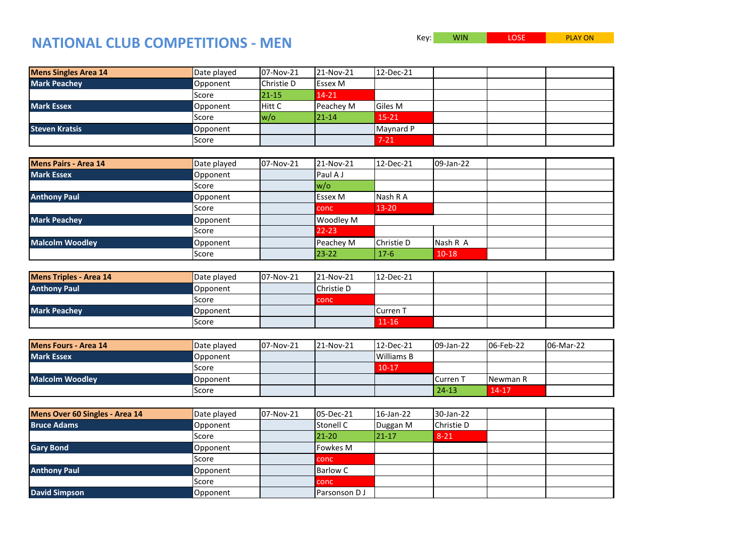# NATIONAL CLUB COMPETITIONS - MEN

Key: WIN | LOSE | PLAY ON

| Mens Singles Area 14 | Date played | 07-Nov-21 | 21-Nov-21 | 12-Dec-21 | | | |
|---|---|---|---|---|---|---|---|
| Mark Peachey | Opponent | Christie D | Essex M | | | | |
| | Score | 21-15 | 14-21 | | | | |
| Mark Essex | Opponent | Hitt C | Peachey M | Giles M | | | |
| | Score | w/o | 21-14 | 15-21 | | | |
| Steven Kratsis | Opponent | | | Maynard P | | | |
| | Score | | | 7-21 | | | |

| Mens Pairs - Area 14 | Date played | 07-Nov-21 | 21-Nov-21 | 12-Dec-21 | 09-Jan-22 | | |
|---|---|---|---|---|---|---|---|
| Mark Essex | Opponent | | Paul A J | | | | |
| | Score | | w/o | | | | |
| Anthony Paul | Opponent | | Essex M | Nash R A | | | |
| | Score | | conc | 13-20 | | | |
| Mark Peachey | Opponent | | Woodley M | | | | |
| | Score | | 22-23 | | | | |
| Malcolm Woodley | Opponent | | Peachey M | Christie D | Nash R A | | |
| | Score | | 23-22 | 17-6 | 10-18 | | |

| Mens Triples - Area 14 | Date played | 07-Nov-21 | 21-Nov-21 | 12-Dec-21 | | | |
|---|---|---|---|---|---|---|---|
| Anthony Paul | Opponent | | Christie D | | | | |
| | Score | | conc | | | | |
| Mark Peachey | Opponent | | | Curren T | | | |
| | Score | | | 11-16 | | | |

| Mens Fours - Area 14 | Date played | 07-Nov-21 | 21-Nov-21 | 12-Dec-21 | 09-Jan-22 | 06-Feb-22 | 06-Mar-22 |
|---|---|---|---|---|---|---|---|
| Mark Essex | Opponent | | | Williams B | | | |
| | Score | | | 10-17 | | | |
| Malcolm Woodley | Opponent | | | | Curren T | Newman R | |
| | Score | | | | 24-13 | 14-17 | |

| Mens Over 60 Singles - Area 14 | Date played | 07-Nov-21 | 05-Dec-21 | 16-Jan-22 | 30-Jan-22 | | |
|---|---|---|---|---|---|---|---|
| Bruce Adams | Opponent | | Stonell C | Duggan M | Christie D | | |
| | Score | | 21-20 | 21-17 | 8-21 | | |
| Gary Bond | Opponent | | Fowkes M | | | | |
| | Score | | conc | | | | |
| Anthony Paul | Opponent | | Barlow C | | | | |
| | Score | | conc | | | | |
| David Simpson | Opponent | | Parsonson D J | | | | |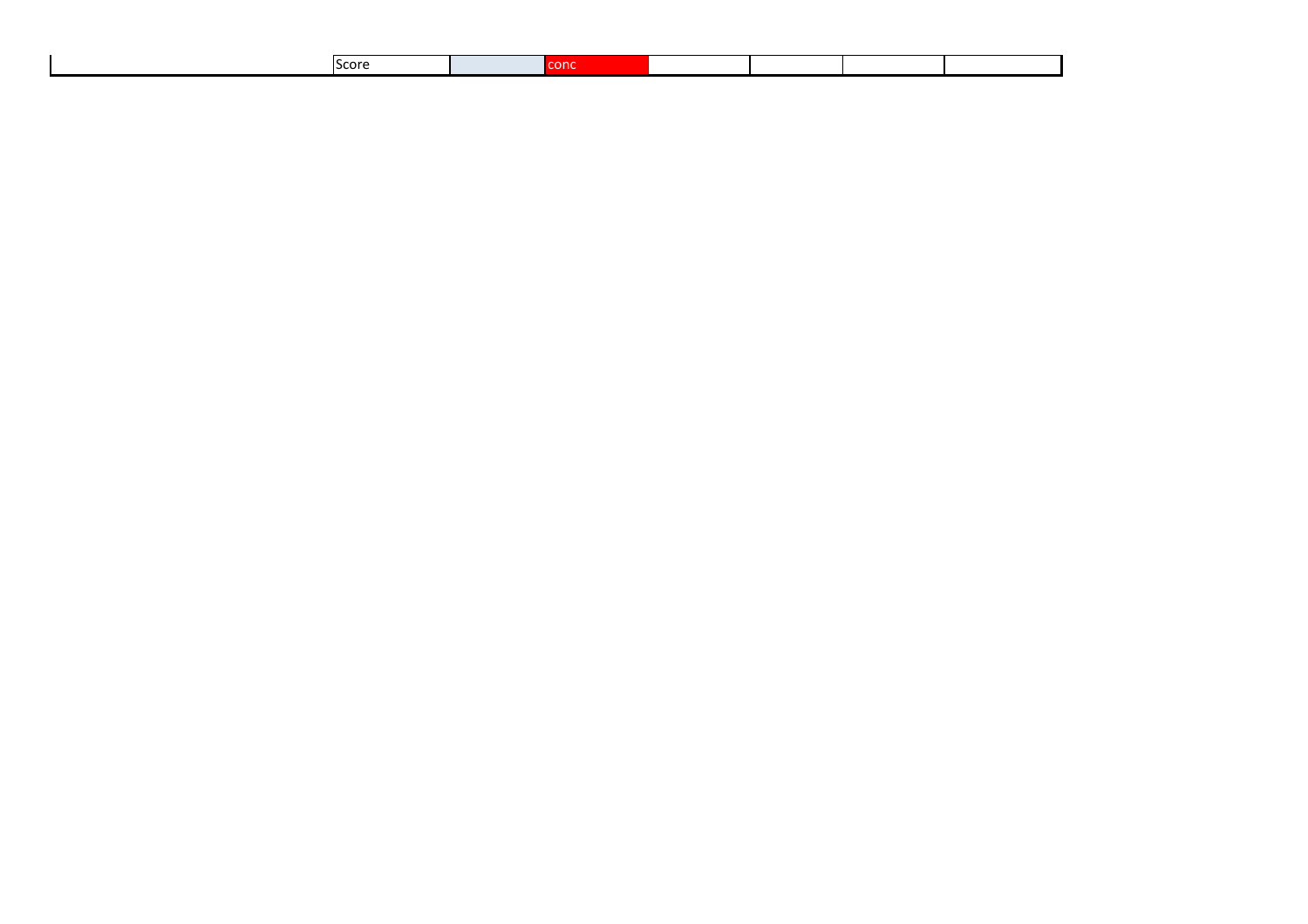| | Score | | conc | | | | |
|---|---|---|---|---|---|---|---|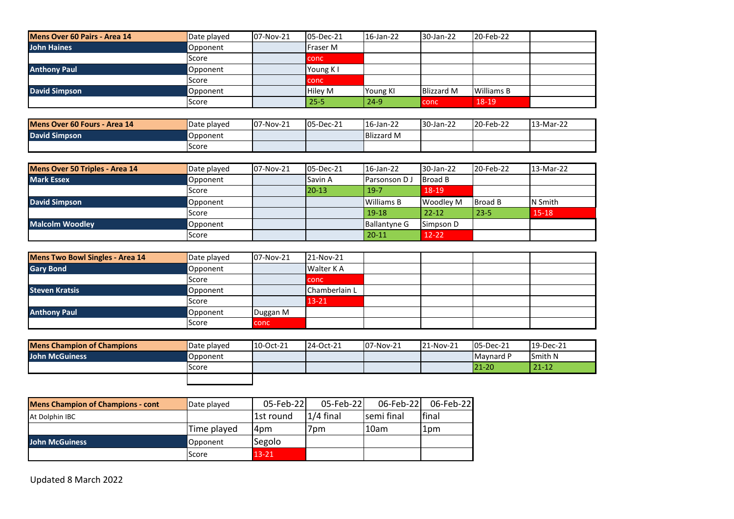| Mens Over 60 Pairs - Area 14 | Date played | 07-Nov-21 | 05-Dec-21 | 16-Jan-22 | 30-Jan-22 | 20-Feb-22 | |
|---|---|---|---|---|---|---|---|
| **John Haines** | Opponent | | Fraser M | | | | |
| | Score | | conc | | | | |
| **Anthony Paul** | Opponent | | Young K I | | | | |
| | Score | | conc | | | | |
| **David Simpson** | Opponent | | Hiley M | Young KI | Blizzard M | Williams B | |
| | Score | | 25-5 | 24-9 | conc | 18-19 | |

| Mens Over 60 Fours - Area 14 | Date played | 07-Nov-21 | 05-Dec-21 | 16-Jan-22 | 30-Jan-22 | 20-Feb-22 | 13-Mar-22 |
|---|---|---|---|---|---|---|---|
| **David Simpson** | Opponent | | | Blizzard M | | | |
| | Score | | | | | | |

| Mens Over 50 Triples - Area 14 | Date played | 07-Nov-21 | 05-Dec-21 | 16-Jan-22 | 30-Jan-22 | 20-Feb-22 | 13-Mar-22 |
|---|---|---|---|---|---|---|---|
| **Mark Essex** | Opponent | | Savin A | Parsonson D J | Broad B | | |
| | Score | | 20-13 | 19-7 | 18-19 | | |
| **David Simpson** | Opponent | | | Williams B | Woodley M | Broad B | N Smith |
| | Score | | | 19-18 | 22-12 | 23-5 | 15-18 |
| **Malcolm Woodley** | Opponent | | | Ballantyne G | Simpson D | | |
| | Score | | | 20-11 | 12-22 | | |

| Mens Two Bowl Singles - Area 14 | Date played | 07-Nov-21 | 21-Nov-21 | | | | |
|---|---|---|---|---|---|---|---|
| **Gary Bond** | Opponent | | Walter K A | | | | |
| | Score | | conc | | | | |
| **Steven Kratsis** | Opponent | | Chamberlain L | | | | |
| | Score | | 13-21 | | | | |
| **Anthony Paul** | Opponent | Duggan M | | | | | |
| | Score | conc | | | | | |

| Mens Champion of Champions | Date played | 10-Oct-21 | 24-Oct-21 | 07-Nov-21 | 21-Nov-21 | 05-Dec-21 | 19-Dec-21 |
|---|---|---|---|---|---|---|---|
| **John McGuiness** | Opponent | | | | | Maynard P | Smith N |
| | Score | | | | | 21-20 | 21-12 |

| Mens Champion of Champions - cont | Date played | 05-Feb-22 | 05-Feb-22 | 06-Feb-22 | 06-Feb-22 |
|---|---|---|---|---|---|
| At Dolphin IBC | | 1st round | 1/4 final | semi final | final |
| | Time played | 4pm | 7pm | 10am | 1pm |
| **John McGuiness** | Opponent | Segolo | | | |
| | Score | 13-21 | | | |

Updated 8 March 2022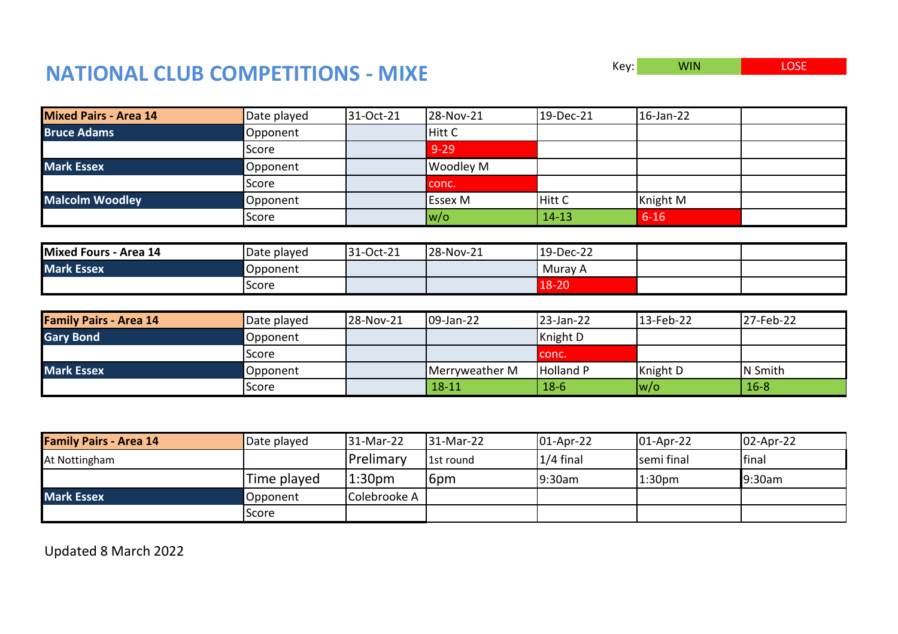# NATIONAL CLUB COMPETITIONS - MIXE

Key: WIN | LOSE

| Mixed Pairs - Area 14 | Date played | 31-Oct-21 | 28-Nov-21 | 19-Dec-21 | 16-Jan-22 | |
|---|---|---|---|---|---|---|
| **Bruce Adams** | Opponent | | Hitt C | | | |
| | Score | | 9-29 | | | |
| **Mark Essex** | Opponent | | Woodley M | | | |
| | Score | | conc. | | | |
| **Malcolm Woodley** | Opponent | | Essex M | Hitt C | Knight M | |
| | Score | | w/o | 14-13 | 6-16 | |

| Mixed Fours - Area 14 | Date played | 31-Oct-21 | 28-Nov-21 | 19-Dec-22 | | |
|---|---|---|---|---|---|---|
| **Mark Essex** | Opponent | | | Muray A | | |
| | Score | | | 18-20 | | |

| Family Pairs - Area 14 | Date played | 28-Nov-21 | 09-Jan-22 | 23-Jan-22 | 13-Feb-22 | 27-Feb-22 |
|---|---|---|---|---|---|---|
| **Gary Bond** | Opponent | | | Knight D | | |
| | Score | | | conc. | | |
| **Mark Essex** | Opponent | | Merryweather M | Holland P | Knight D | N Smith |
| | Score | | 18-11 | 18-6 | w/o | 16-8 |

| Family Pairs - Area 14 | Date played | 31-Mar-22 | 31-Mar-22 | 01-Apr-22 | 01-Apr-22 | 02-Apr-22 |
|---|---|---|---|---|---|---|
| At Nottingham | | Prelimary | 1st round | 1/4 final | semi final | final |
| | Time played | 1:30pm | 6pm | 9:30am | 1:30pm | 9:30am |
| **Mark Essex** | Opponent | Colebrooke A | | | | |
| | Score | | | | | |

Updated 8 March 2022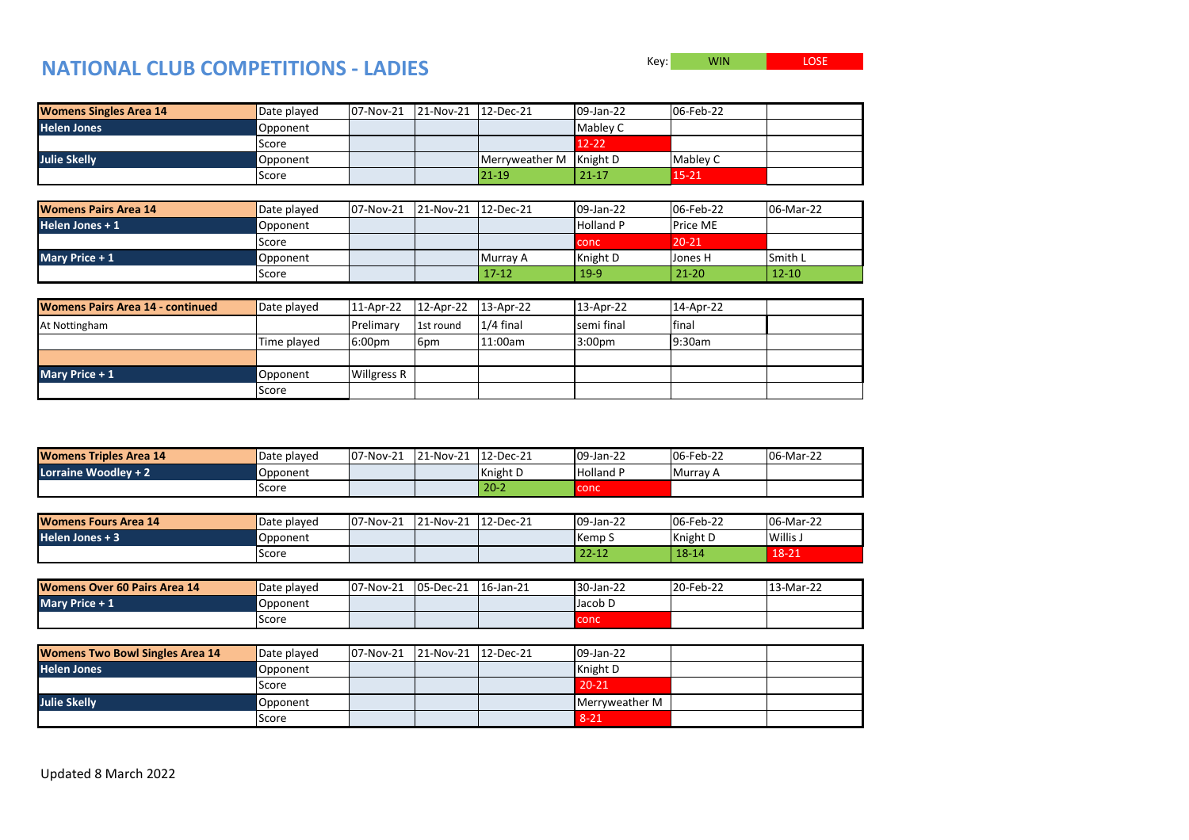# NATIONAL CLUB COMPETITIONS - LADIES

Key: WIN | LOSE

| Womens Singles Area 14 | Date played | 07-Nov-21 | 21-Nov-21 | 12-Dec-21 | 09-Jan-22 | 06-Feb-22 | |
|---|---|---|---|---|---|---|---|
| Helen Jones | Opponent | | | | Mabley C | | |
| | Score | | | | 12-22 | | |
| Julie Skelly | Opponent | | | Merryweather M | Knight D | Mabley C | |
| | Score | | | 21-19 | 21-17 | 15-21 | |

| Womens Pairs Area 14 | Date played | 07-Nov-21 | 21-Nov-21 | 12-Dec-21 | 09-Jan-22 | 06-Feb-22 | 06-Mar-22 |
|---|---|---|---|---|---|---|---|
| Helen Jones + 1 | Opponent | | | | Holland P | Price ME | |
| | Score | | | | conc | 20-21 | |
| Mary Price + 1 | Opponent | | | Murray A | Knight D | Jones H | Smith L |
| | Score | | | 17-12 | 19-9 | 21-20 | 12-10 |

| Womens Pairs Area 14 - continued | Date played | 11-Apr-22 | 12-Apr-22 | 13-Apr-22 | 13-Apr-22 | 14-Apr-22 | |
|---|---|---|---|---|---|---|---|
| At Nottingham | | Prelimary | 1st round | 1/4 final | semi final | final | |
| | Time played | 6:00pm | 6pm | 11:00am | 3:00pm | 9:30am | |
| | | | | | | | |
| Mary Price + 1 | Opponent | Willgress R | | | | | |
| | Score | | | | | | |

| Womens Triples Area 14 | Date played | 07-Nov-21 | 21-Nov-21 | 12-Dec-21 | 09-Jan-22 | 06-Feb-22 | 06-Mar-22 |
|---|---|---|---|---|---|---|---|
| Lorraine Woodley + 2 | Opponent | | | Knight D | Holland P | Murray A | |
| | Score | | | 20-2 | conc | | |

| Womens Fours Area 14 | Date played | 07-Nov-21 | 21-Nov-21 | 12-Dec-21 | 09-Jan-22 | 06-Feb-22 | 06-Mar-22 |
|---|---|---|---|---|---|---|---|
| Helen Jones + 3 | Opponent | | | | Kemp S | Knight D | Willis J |
| | Score | | | | 22-12 | 18-14 | 18-21 |

| Womens Over 60 Pairs Area 14 | Date played | 07-Nov-21 | 05-Dec-21 | 16-Jan-21 | 30-Jan-22 | 20-Feb-22 | 13-Mar-22 |
|---|---|---|---|---|---|---|---|
| Mary Price + 1 | Opponent | | | | Jacob D | | |
| | Score | | | | conc | | |

| Womens Two Bowl Singles Area 14 | Date played | 07-Nov-21 | 21-Nov-21 | 12-Dec-21 | 09-Jan-22 | | |
|---|---|---|---|---|---|---|---|
| Helen Jones | Opponent | | | | Knight D | | |
| | Score | | | | 20-21 | | |
| Julie Skelly | Opponent | | | | Merryweather M | | |
| | Score | | | | 8-21 | | |

Updated 8 March 2022